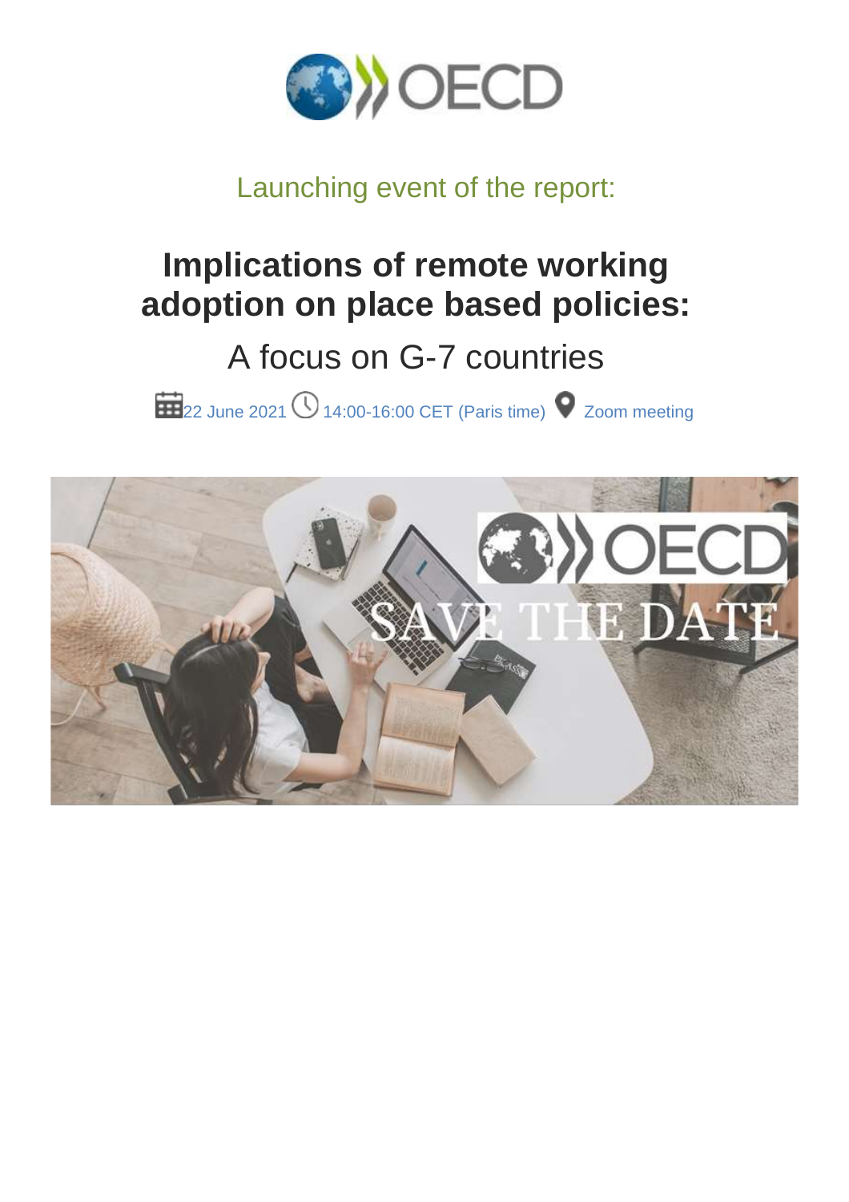Launching event of the report:

# Implications of remote working adoption on place based policies:

## A focus on G-7 countries

22 June 2021 14:00-16:00 CET (Paris time) Zoom meeting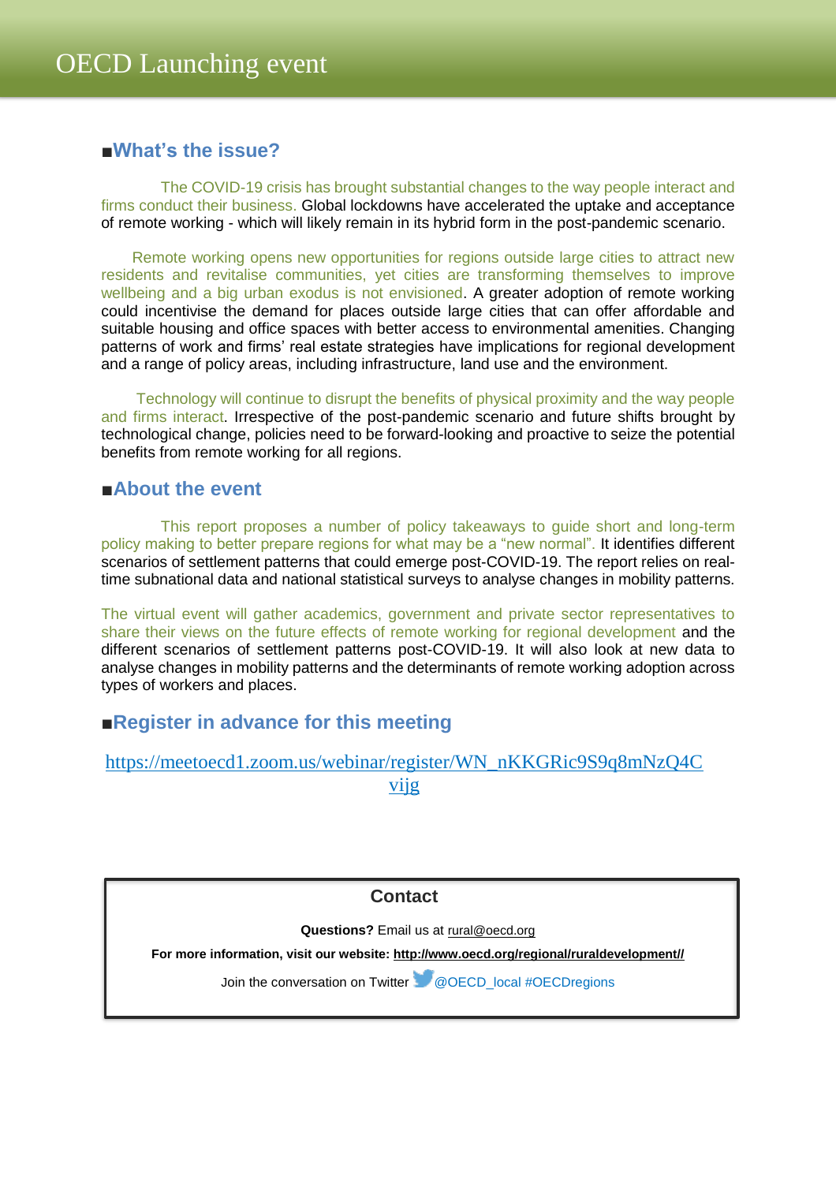# OECD Launching event

## ■What's the issue?

The COVID-19 crisis has brought substantial changes to the way people interact and firms conduct their business. Global lockdowns have accelerated the uptake and acceptance of remote working - which will likely remain in its hybrid form in the post-pandemic scenario.

Remote working opens new opportunities for regions outside large cities to attract new residents and revitalise communities, yet cities are transforming themselves to improve wellbeing and a big urban exodus is not envisioned. A greater adoption of remote working could incentivise the demand for places outside large cities that can offer affordable and suitable housing and office spaces with better access to environmental amenities. Changing patterns of work and firms' real estate strategies have implications for regional development and a range of policy areas, including infrastructure, land use and the environment.

Technology will continue to disrupt the benefits of physical proximity and the way people and firms interact. Irrespective of the post-pandemic scenario and future shifts brought by technological change, policies need to be forward-looking and proactive to seize the potential benefits from remote working for all regions.

## ■About the event

This report proposes a number of policy takeaways to guide short and long-term policy making to better prepare regions for what may be a "new normal". It identifies different scenarios of settlement patterns that could emerge post-COVID-19. The report relies on real-time subnational data and national statistical surveys to analyse changes in mobility patterns.

The virtual event will gather academics, government and private sector representatives to share their views on the future effects of remote working for regional development and the different scenarios of settlement patterns post-COVID-19. It will also look at new data to analyse changes in mobility patterns and the determinants of remote working adoption across types of workers and places.

## ■Register in advance for this meeting

https://meetoecd1.zoom.us/webinar/register/WN_nKKGRic9S9q8mNzQ4Cvijg

**Contact**

**Questions?** Email us at rural@oecd.org

**For more information, visit our website: http://www.oecd.org/regional/ruraldevelopment//**

Join the conversation on Twitter @OECD_local #OECDregions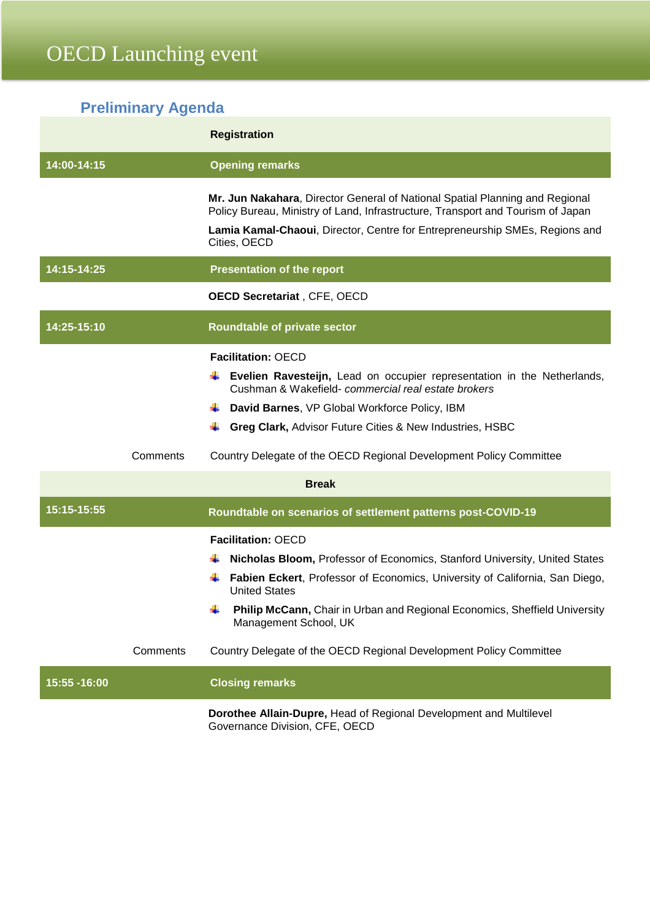# OECD Launching event

## Preliminary Agenda

| | |
|---|---|
| | **Registration** |
| **14:00-14:15** | **Opening remarks** |
| | **Mr. Jun Nakahara**, Director General of National Spatial Planning and Regional Policy Bureau, Ministry of Land, Infrastructure, Transport and Tourism of Japan<br>**Lamia Kamal-Chaoui**, Director, Centre for Entrepreneurship SMEs, Regions and Cities, OECD |
| **14:15-14:25** | **Presentation of the report** |
| | **OECD Secretariat** , CFE, OECD |
| **14:25-15:10** | **Roundtable of private sector** |
| | **Facilitation:** OECD<br>- **Evelien Ravesteijn,** Lead on occupier representation in the Netherlands, Cushman & Wakefield- *commercial real estate brokers*<br>- **David Barnes**, VP Global Workforce Policy, IBM<br>- **Greg Clark,** Advisor Future Cities & New Industries, HSBC |
| Comments | Country Delegate of the OECD Regional Development Policy Committee |
| | **Break** |
| **15:15-15:55** | **Roundtable on scenarios of settlement patterns post-COVID-19** |
| | **Facilitation:** OECD<br>- **Nicholas Bloom,** Professor of Economics, Stanford University, United States<br>- **Fabien Eckert**, Professor of Economics, University of California, San Diego, United States<br>- **Philip McCann,** Chair in Urban and Regional Economics, Sheffield University Management School, UK |
| Comments | Country Delegate of the OECD Regional Development Policy Committee |
| **15:55 -16:00** | **Closing remarks** |
| | **Dorothee Allain-Dupre,** Head of Regional Development and Multilevel Governance Division, CFE, OECD |